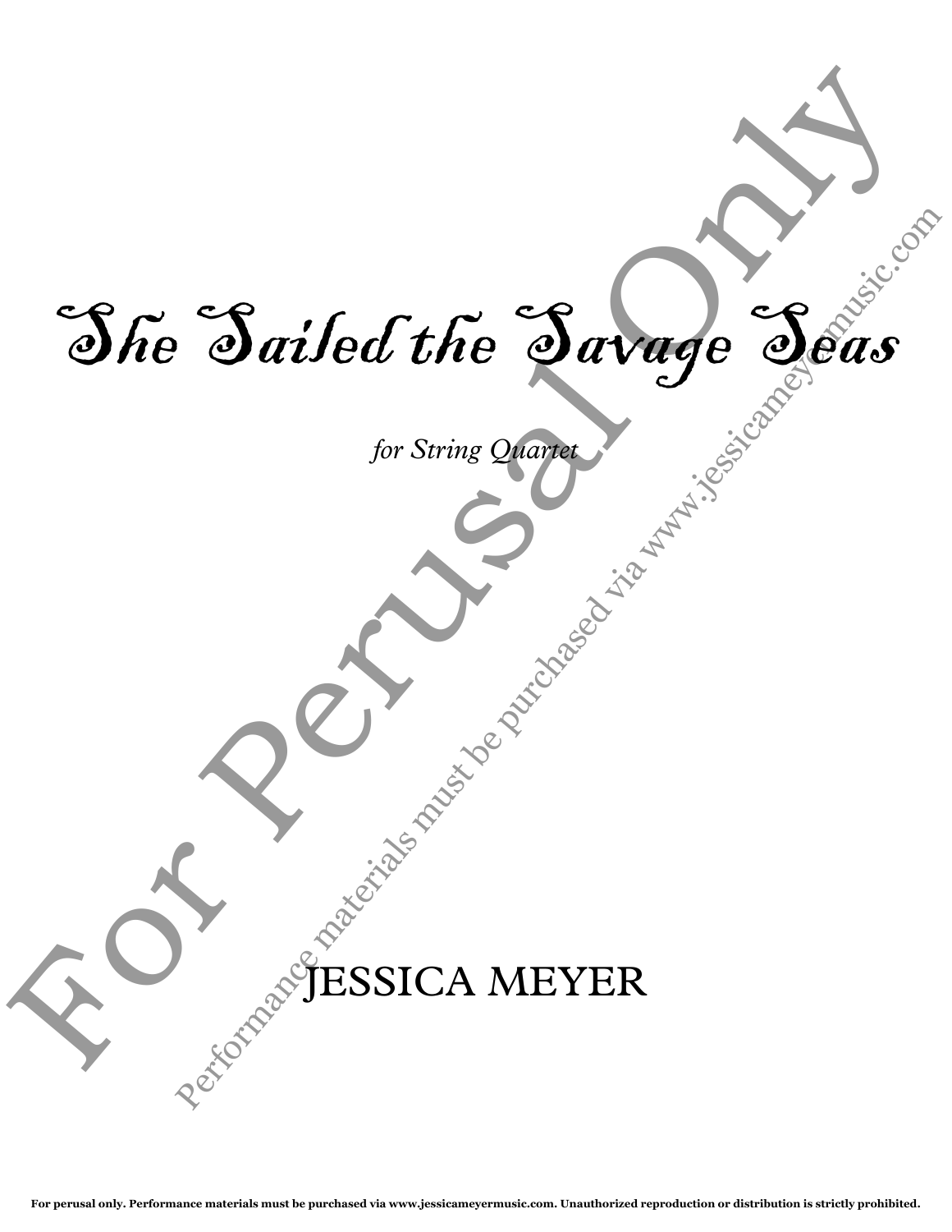# She Sailed the Savage Seas

*for String Quartet*

JESSICA MEYER

**For perusal only. Performance materials must be purchased via www.jessicameyermusic.com. Unauthorized reproduction or distribution is strictly prohibited.**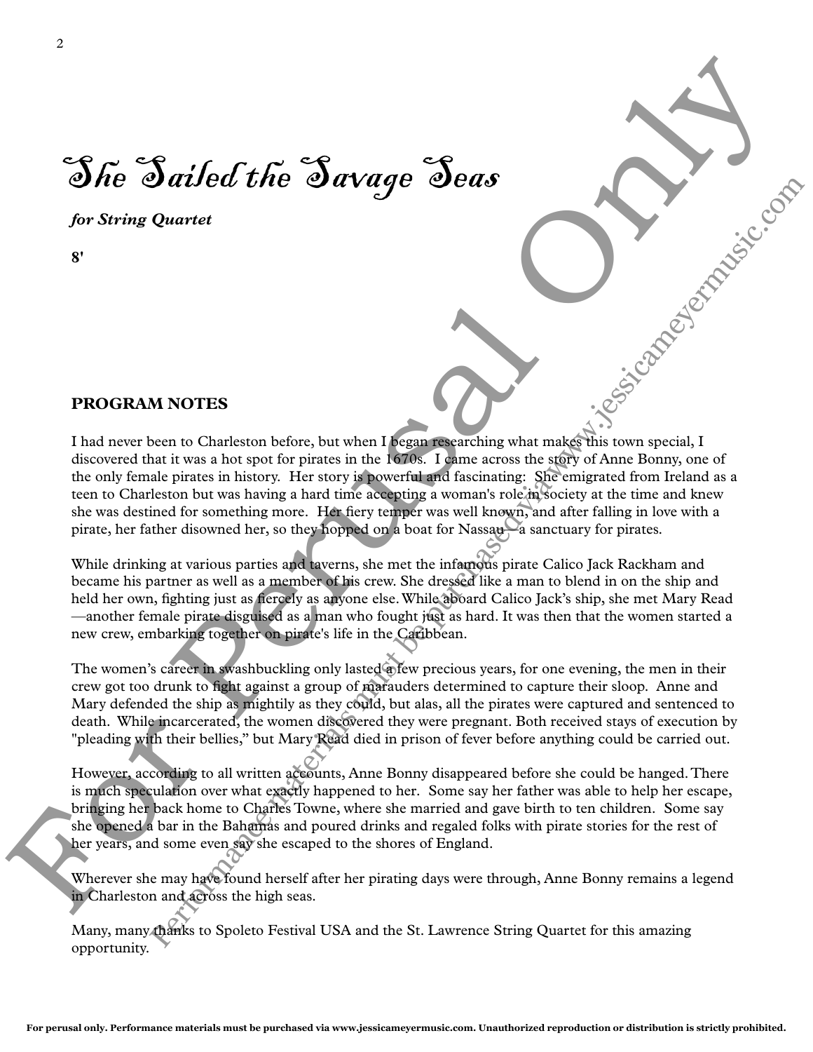# She Sailed the Savage Seas

*for String Quartet*

**8'**

## PROGRAM NOTES

I had never been to Charleston before, but when I began researching what makes this town special, I discovered that it was a hot spot for pirates in the 1670s. I came across the story of Anne Bonny, one of the only female pirates in history. Her story is powerful and fascinating: She emigrated from Ireland as a teen to Charleston but was having a hard time accepting a woman's role in society at the time and knew she was destined for something more. Her fiery temper was well known, and after falling in love with a pirate, her father disowned her, so they hopped on a boat for Nassau—a sanctuary for pirates.

While drinking at various parties and taverns, she met the infamous pirate Calico Jack Rackham and became his partner as well as a member of his crew. She dressed like a man to blend in on the ship and held her own, fighting just as fiercely as anyone else. While aboard Calico Jack's ship, she met Mary Read —another female pirate disguised as a man who fought just as hard. It was then that the women started a new crew, embarking together on pirate's life in the Caribbean.

The women's career in swashbuckling only lasted a few precious years, for one evening, the men in their crew got too drunk to fight against a group of marauders determined to capture their sloop. Anne and Mary defended the ship as mightily as they could, but alas, all the pirates were captured and sentenced to death. While incarcerated, the women discovered they were pregnant. Both received stays of execution by "pleading with their bellies," but Mary Read died in prison of fever before anything could be carried out.

However, according to all written accounts, Anne Bonny disappeared before she could be hanged. There is much speculation over what exactly happened to her. Some say her father was able to help her escape, bringing her back home to Charles Towne, where she married and gave birth to ten children. Some say she opened a bar in the Bahamas and poured drinks and regaled folks with pirate stories for the rest of her years, and some even say she escaped to the shores of England.

Wherever she may have found herself after her pirating days were through, Anne Bonny remains a legend in Charleston and across the high seas.

Many, many thanks to Spoleto Festival USA and the St. Lawrence String Quartet for this amazing opportunity.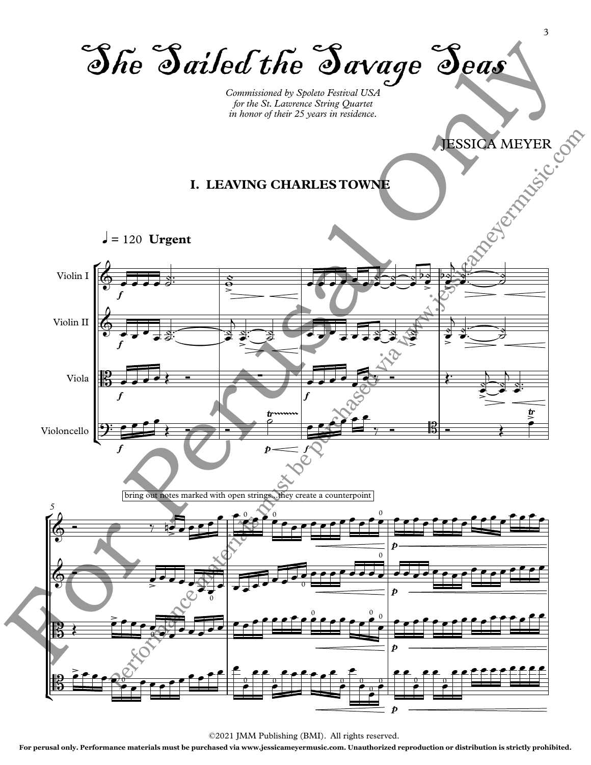# She Sailed the Savage Seas

*Commissioned by Spoleto Festival USA for the St. Lawrence String Quartet in honor of their 25 years in residence.*

JESSICA MEYER

## I. LEAVING CHARLES TOWNE

♩ = 120 **Urgent**

Violin I

Violin II

Viola

Violoncello

bring out notes marked with open strings...they create a counterpoint

©2021 JMM Publishing (BMI). All rights reserved.

For perusal only. Performance materials must be purchased via www.jessicameyermusic.com. Unauthorized reproduction or distribution is strictly prohibited.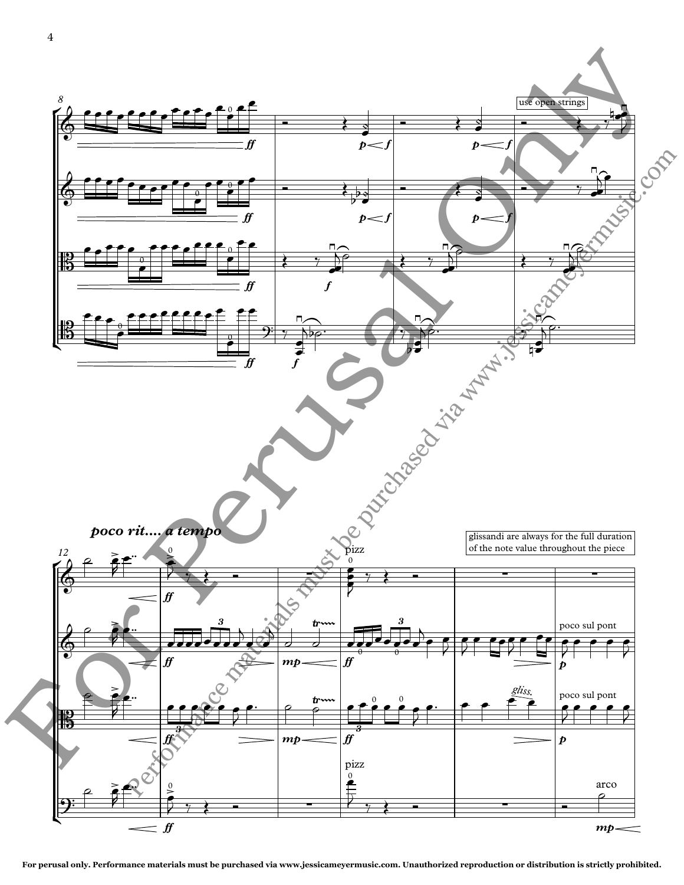use open strings

*poco rit.... a tempo*

glissandi are always for the full duration of the note value throughout the piece

pizz

poco sul pont

poco sul pont

*gliss.*

pizz

arco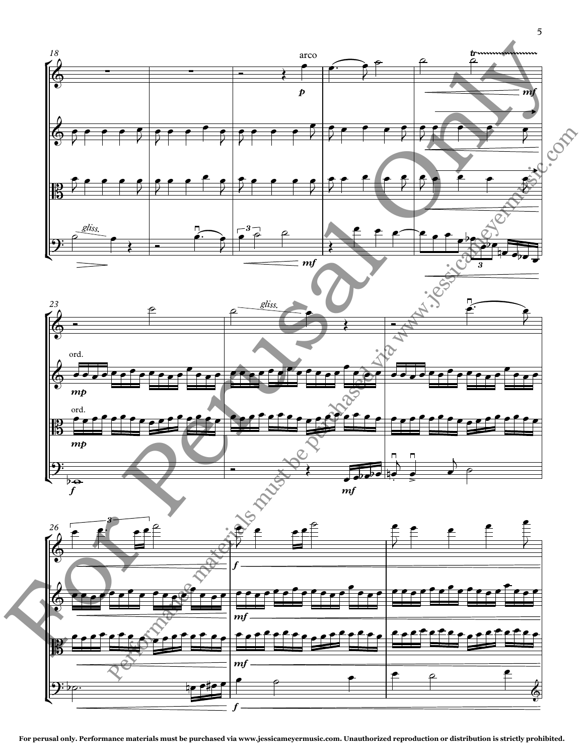For Perusal Only

Performance materials must be purchased via www.jessicameyermusic.com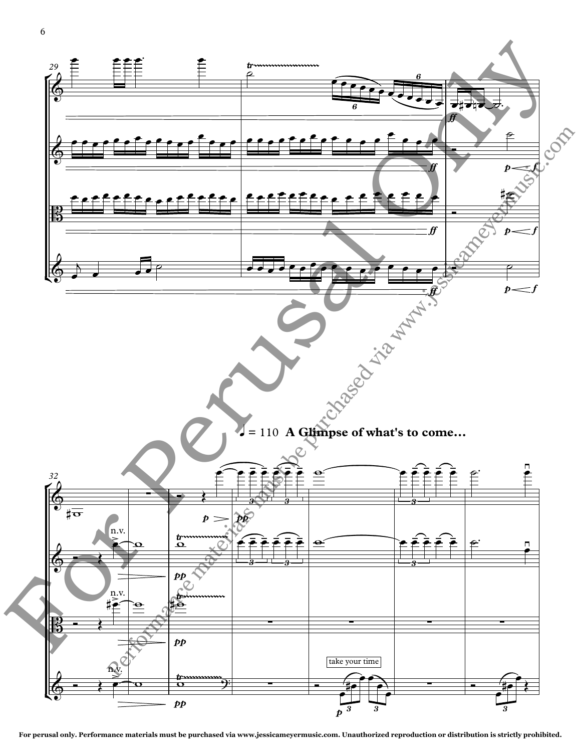♩ = 110 **A Glimpse of what's to come...**

take your time

For Perusal Only

Performance materials must be purchased via www.jessicameyermusic.com

For perusal only. Performance materials must be purchased via www.jessicameyermusic.com. Unauthorized reproduction or distribution is strictly prohibited.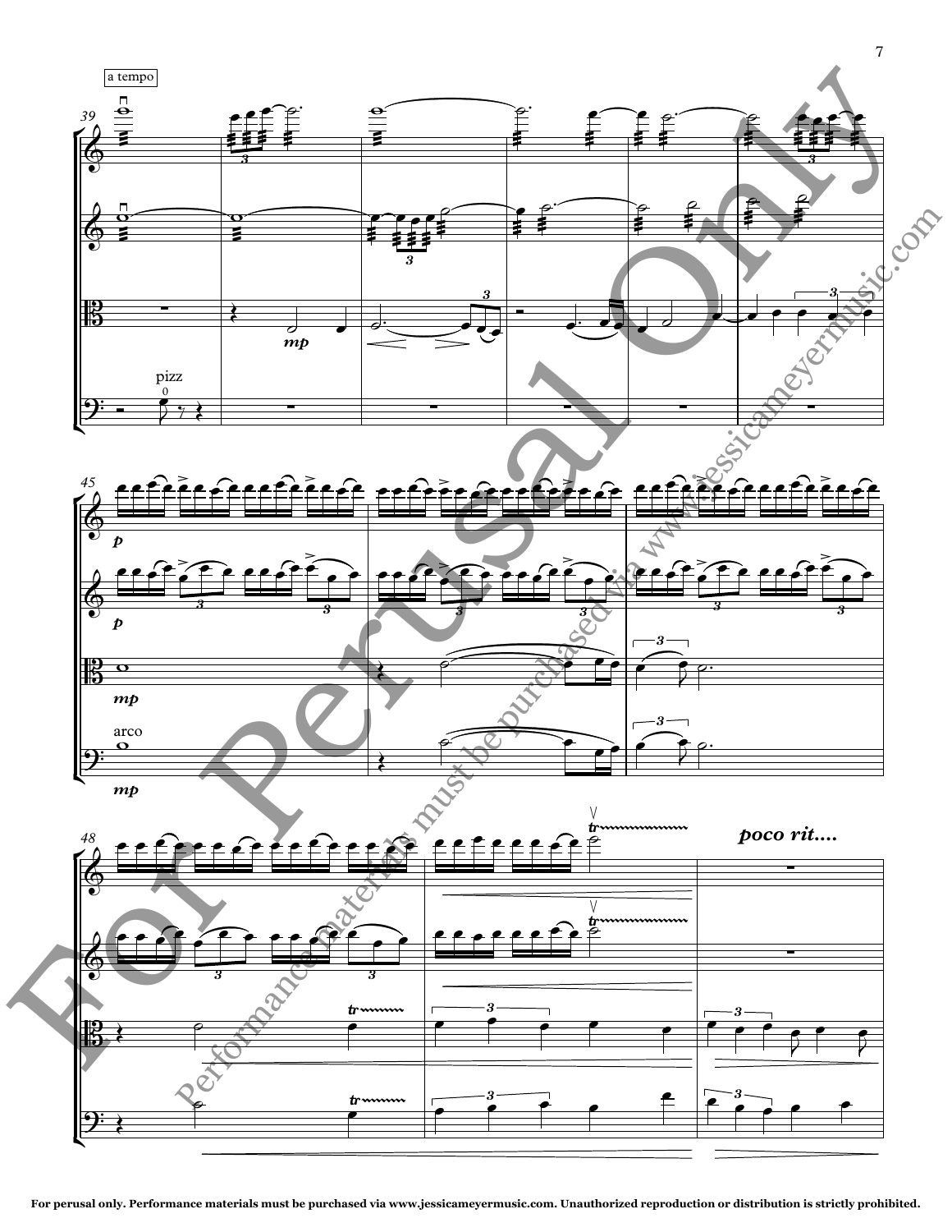a tempo

pizz

arco

*poco rit....*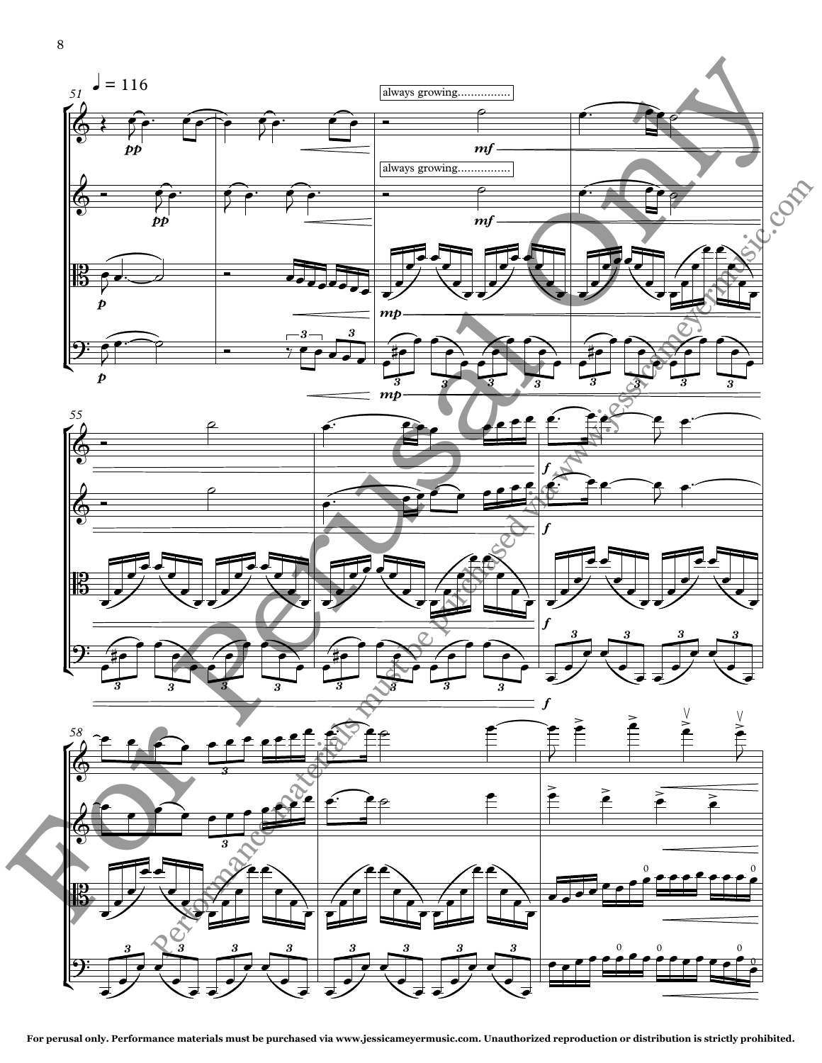♩ = 116

always growing................

always growing................

For perusal only. Performance materials must be purchased via www.jessicameyermusic.com. Unauthorized reproduction or distribution is strictly prohibited.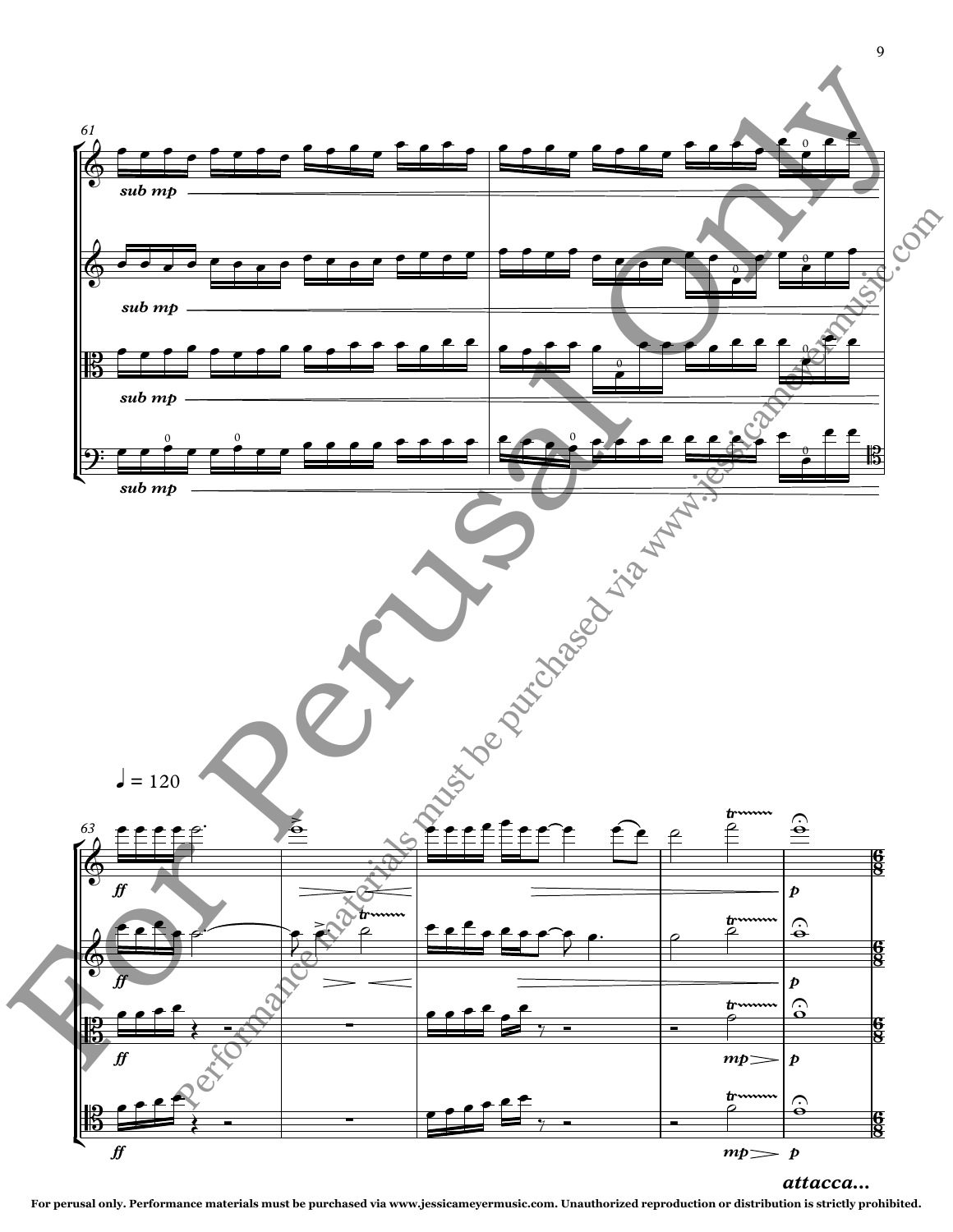61

*sub mp*

*sub mp*

*sub mp*

*sub mp*

♩ = 120

63

*ff*

*p*

*ff*

*p*

*ff*

*mp* *p*

*ff*

*mp* *p*

*attacca...*

For perusal only. Performance materials must be purchased via www.jessicameyermusic.com. Unauthorized reproduction or distribution is strictly prohibited.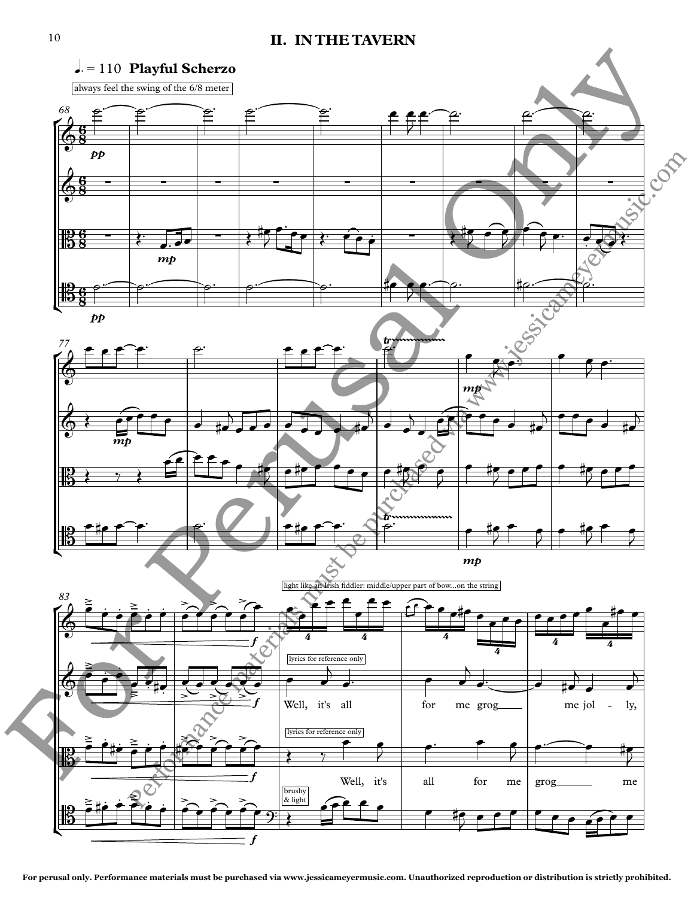## II. IN THE TAVERN

♩. = 110 **Playful Scherzo**

always feel the swing of the 6/8 meter

light like an Irish fiddler: middle/upper part of bow...on the string

lyrics for reference only

Well, it's all for me grog me jol - ly,

lyrics for reference only

Well, it's all for me grog me

brushy & light

For perusal only. Performance materials must be purchased via www.jessicameyermusic.com. Unauthorized reproduction or distribution is strictly prohibited.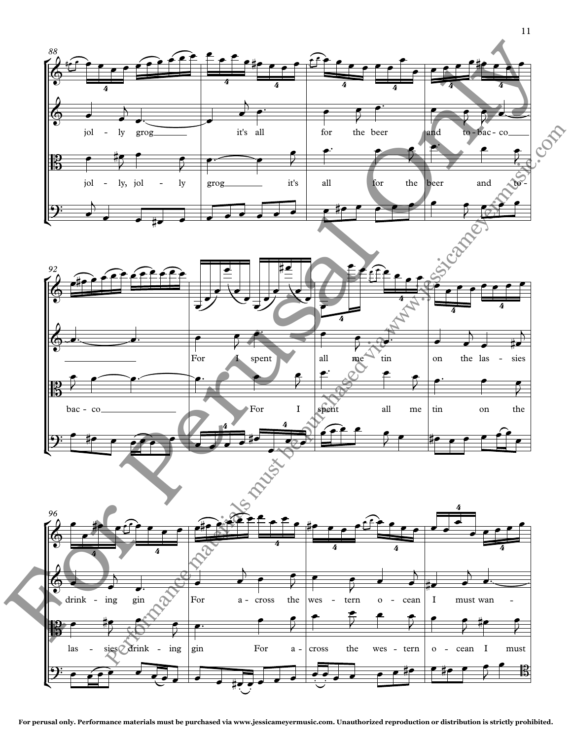88

jol - ly grog it's all for the beer and to - bac - co

jol - ly, jol - ly grog it's all for the beer and to-

92

For I spent all me tin on the las - sies

bac - co For I spent all me tin on the

96

drink - ing gin For a - cross the wes - tern o - cean I must wan -

las - sies drink - ing gin For a - cross the wes - tern o - cean I must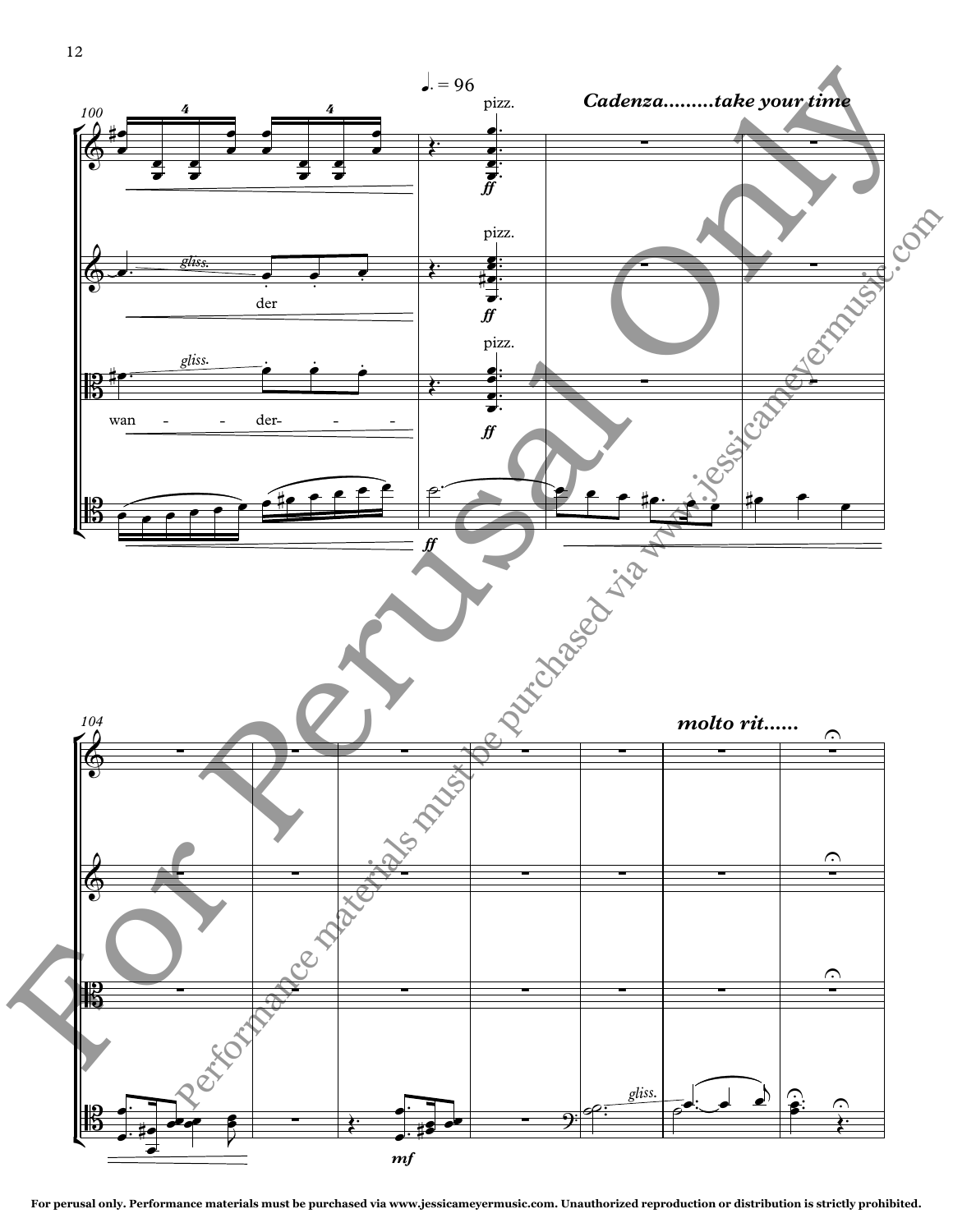For perusal only. Performance materials must be purchased via www.jessicameyermusic.com. Unauthorized reproduction or distribution is strictly prohibited.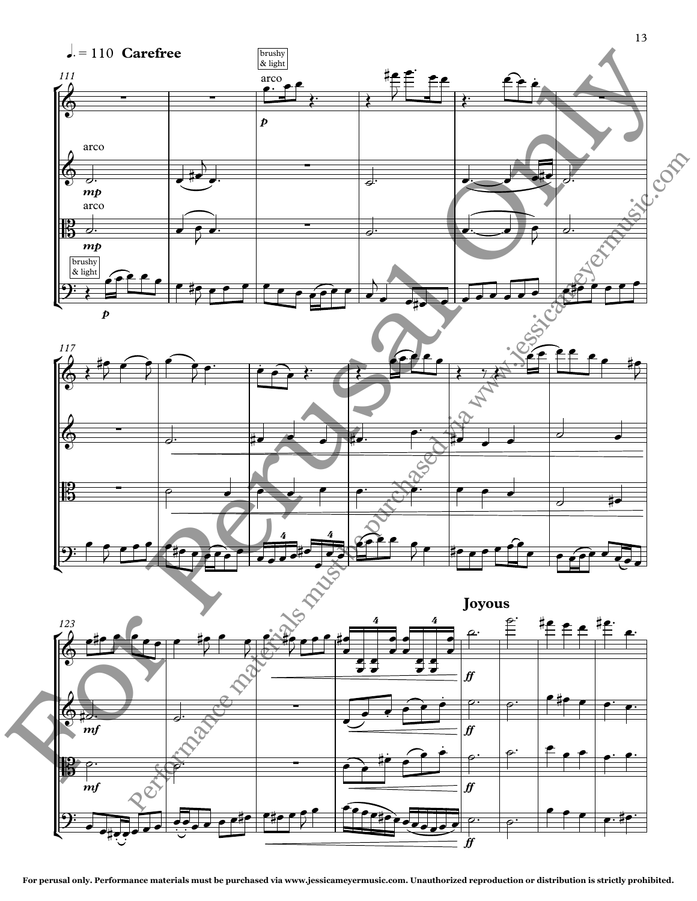♩. = 110 **Carefree**

brushy & light

arco

*p*

arco

*mp*

arco

*mp*

brushy & light

*p*

*mf*

*mf*

**Joyous**

*ff*

*ff*

*ff*

*ff*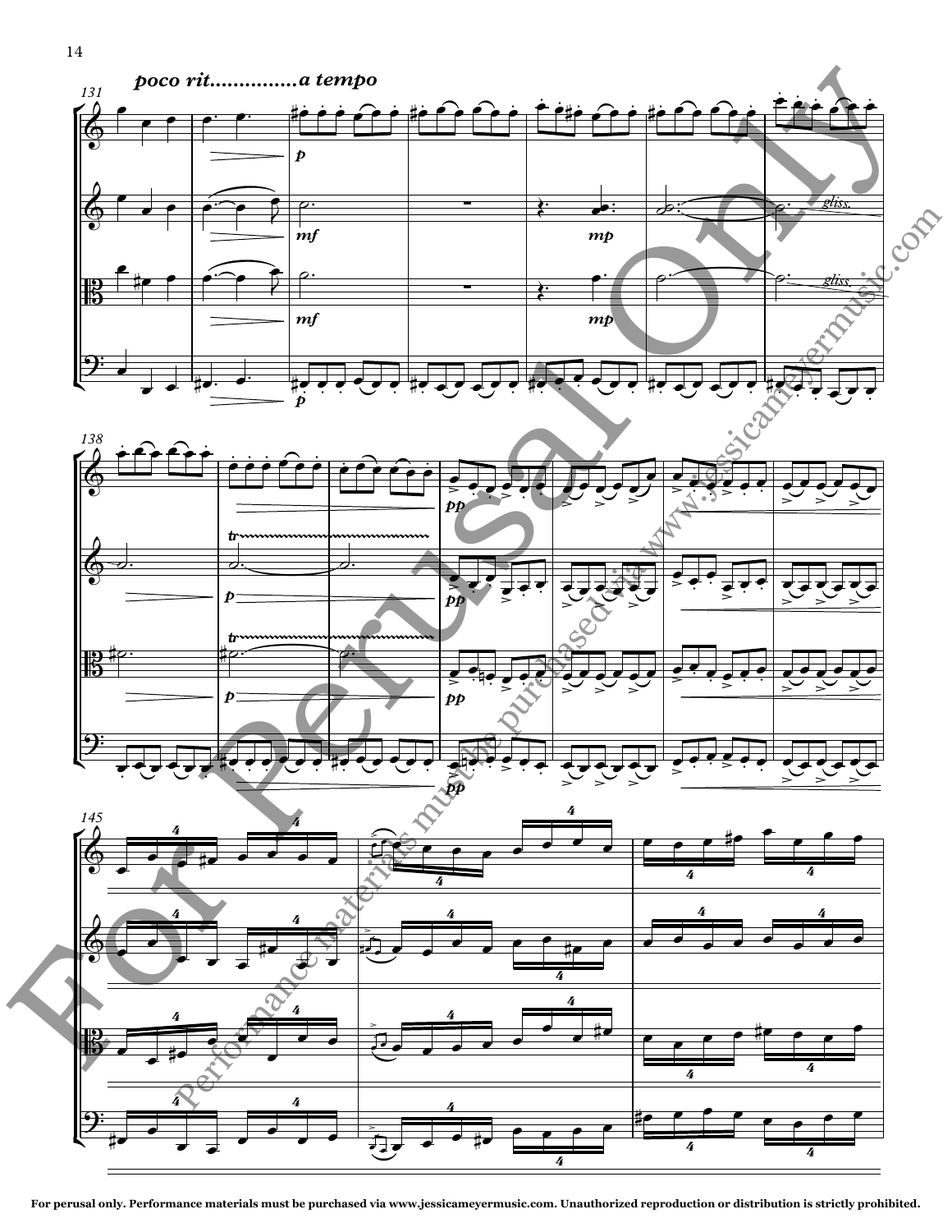**For perusal only. Performance materials must be purchased via www.jessicameyermusic.com. Unauthorized reproduction or distribution is strictly prohibited.**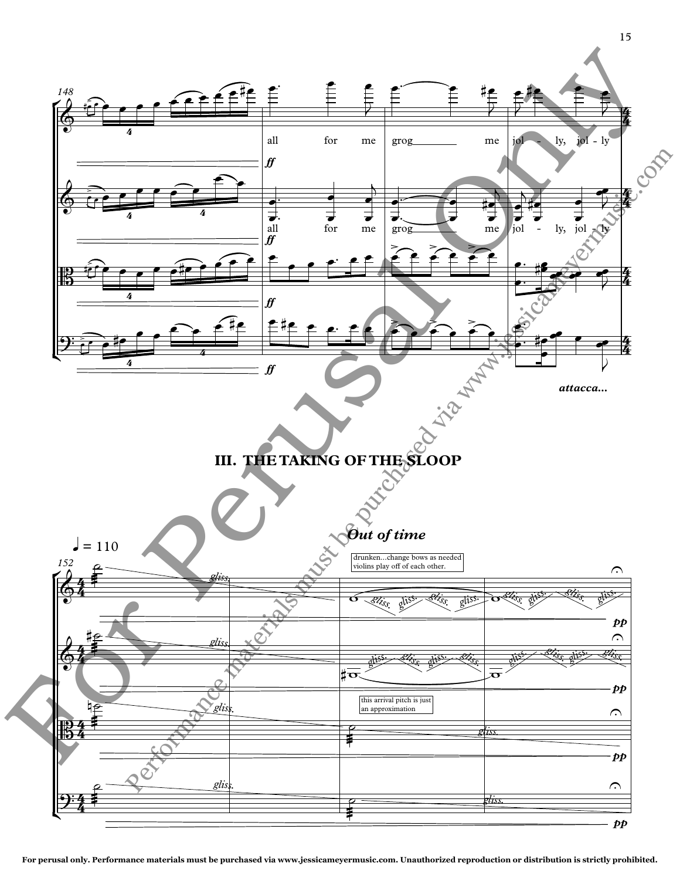all for me grog me jol - ly, jol - ly

all for me grog me jol - ly, jol - ly

*attacca...*

## III. THE TAKING OF THE SLOOP

♩ = 110

*Out of time*

drunken...change bows as needed violins play off of each other.

this arrival pitch is just an approximation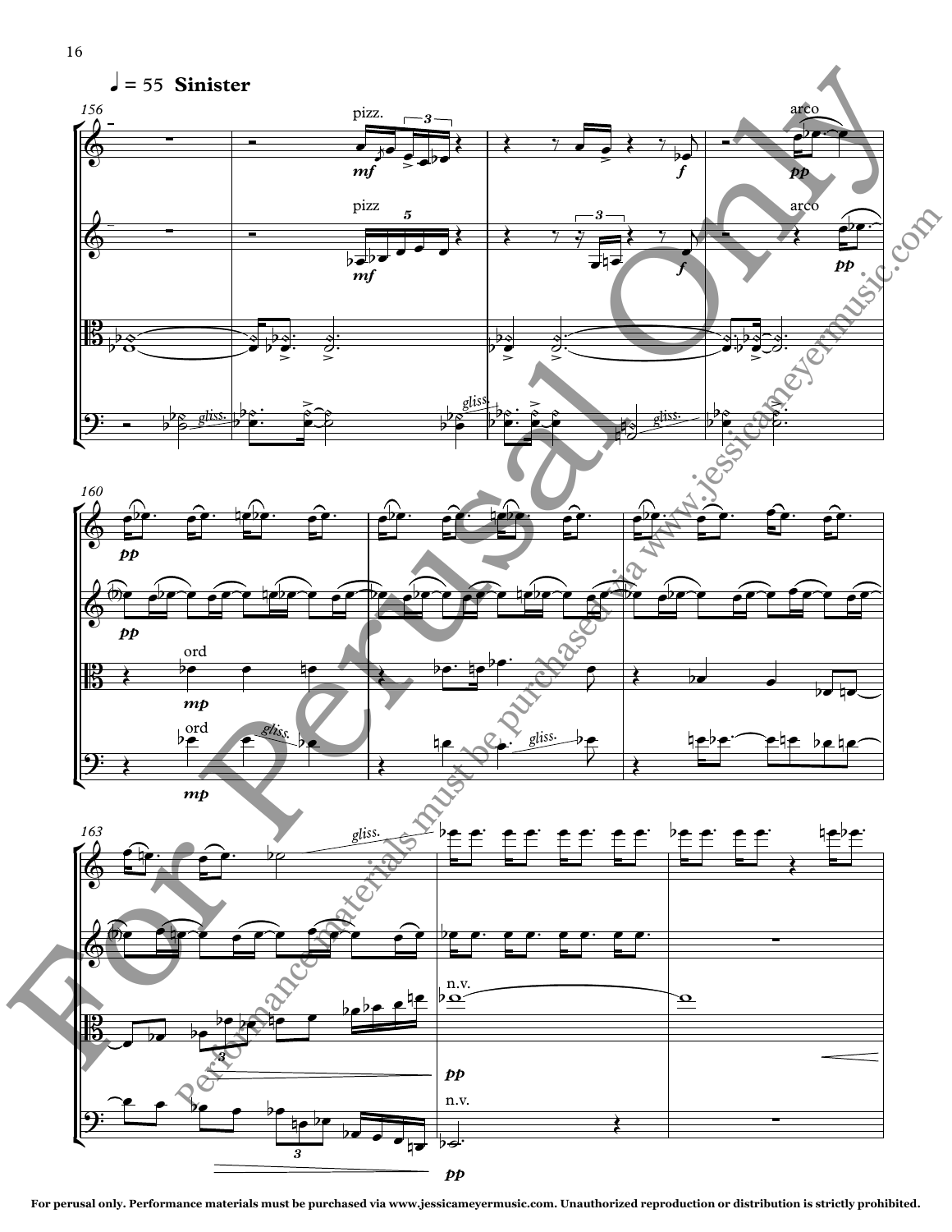♩ = 55 **Sinister**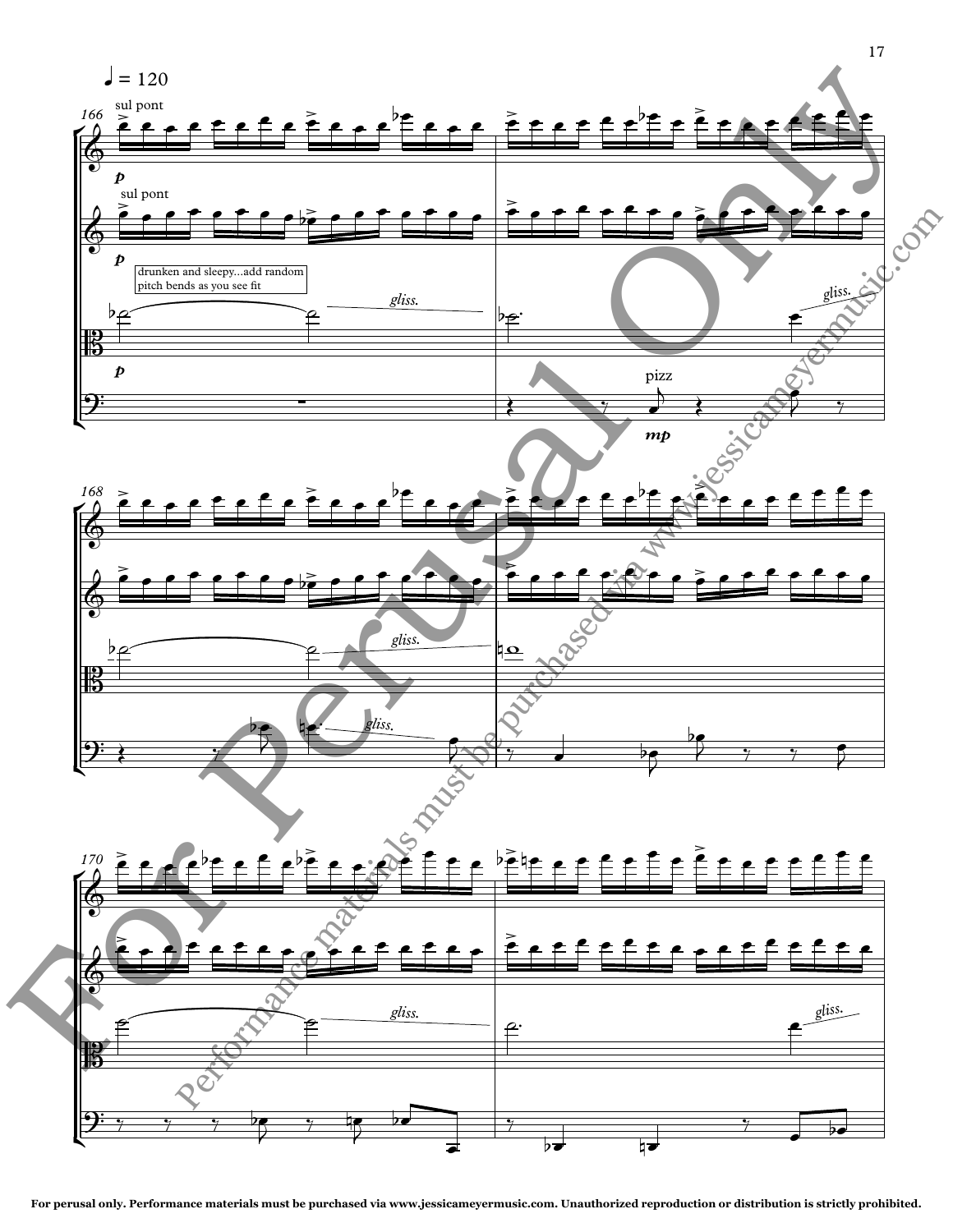♩ = 120

sul pont

sul pont

drunken and sleepy...add random pitch bends as you see fit

*gliss.*

pizz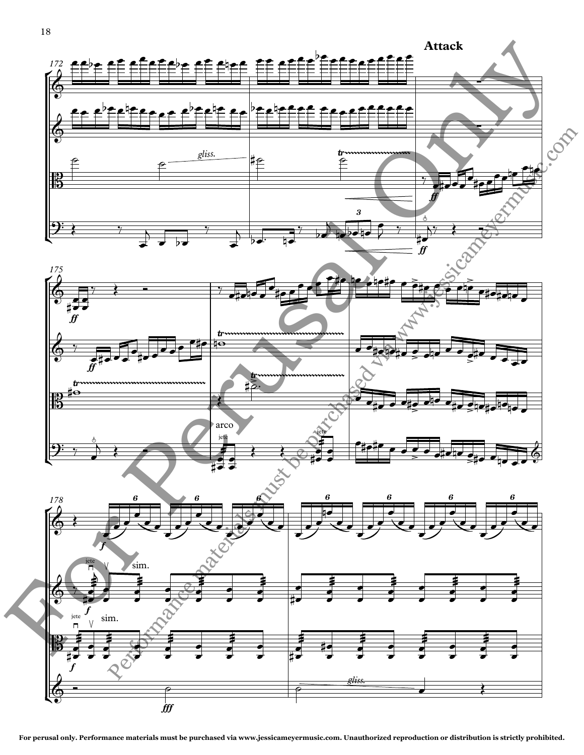**Attack**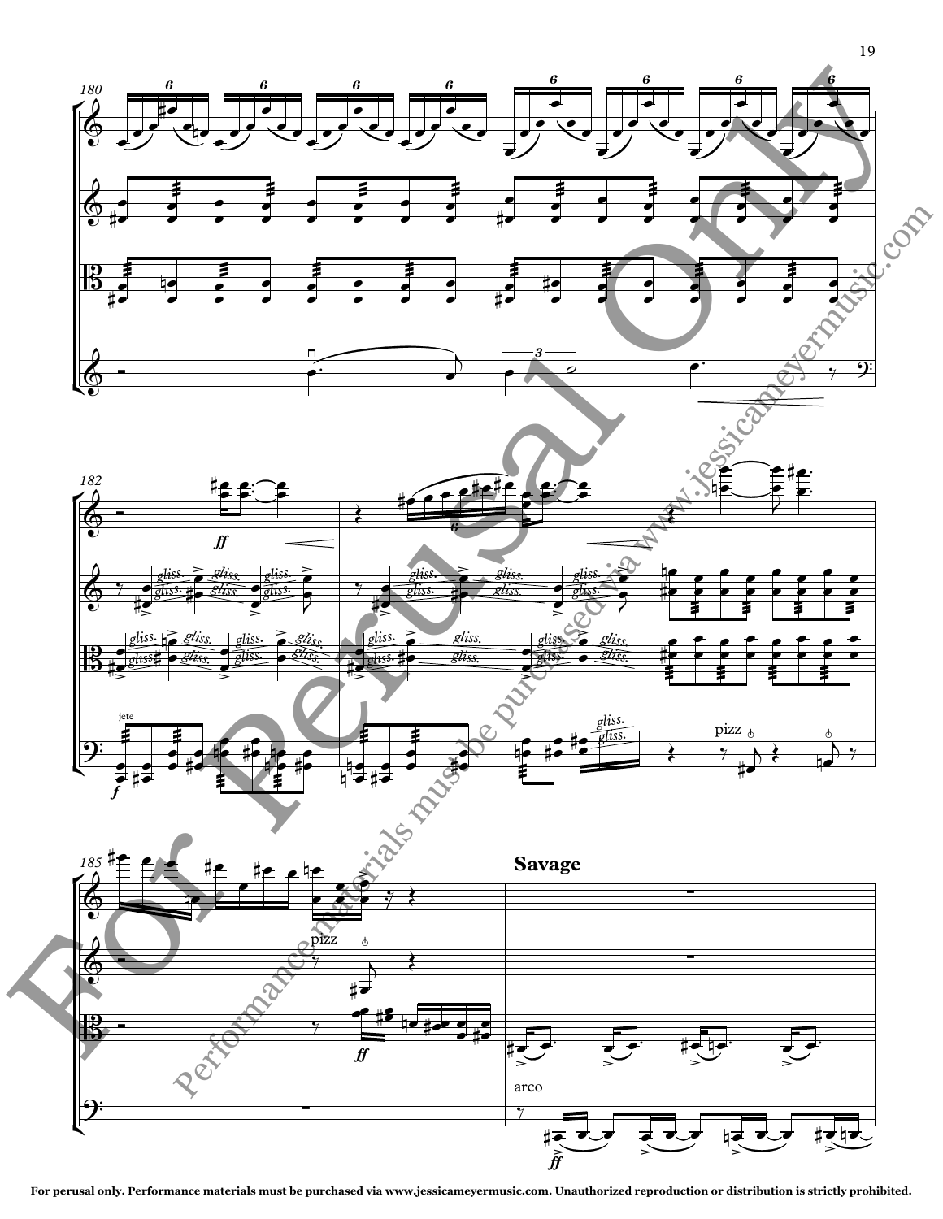**Savage**

For perusal only. Performance materials must be purchased via www.jessicameyermusic.com. Unauthorized reproduction or distribution is strictly prohibited.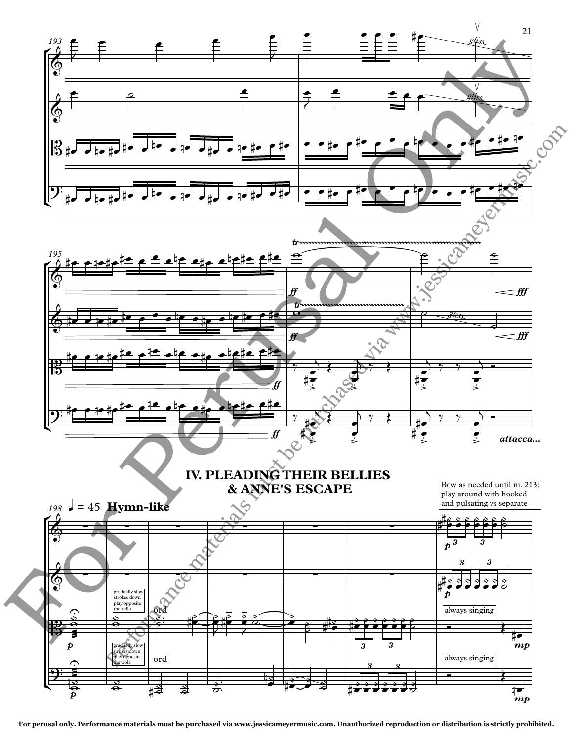## IV. PLEADING THEIR BELLIES & ANNE'S ESCAPE

198 ♩ = 45 **Hymn-like**

Bow as needed until m. 213: play around with hooked and pulsating vs separate

gradually slow strokes down play opposite the cello

gradually slow strokes down play opposite the viola

ord

always singing

*attacca...*

For perusal only. Performance materials must be purchased via www.jessicameyermusic.com. Unauthorized reproduction or distribution is strictly prohibited.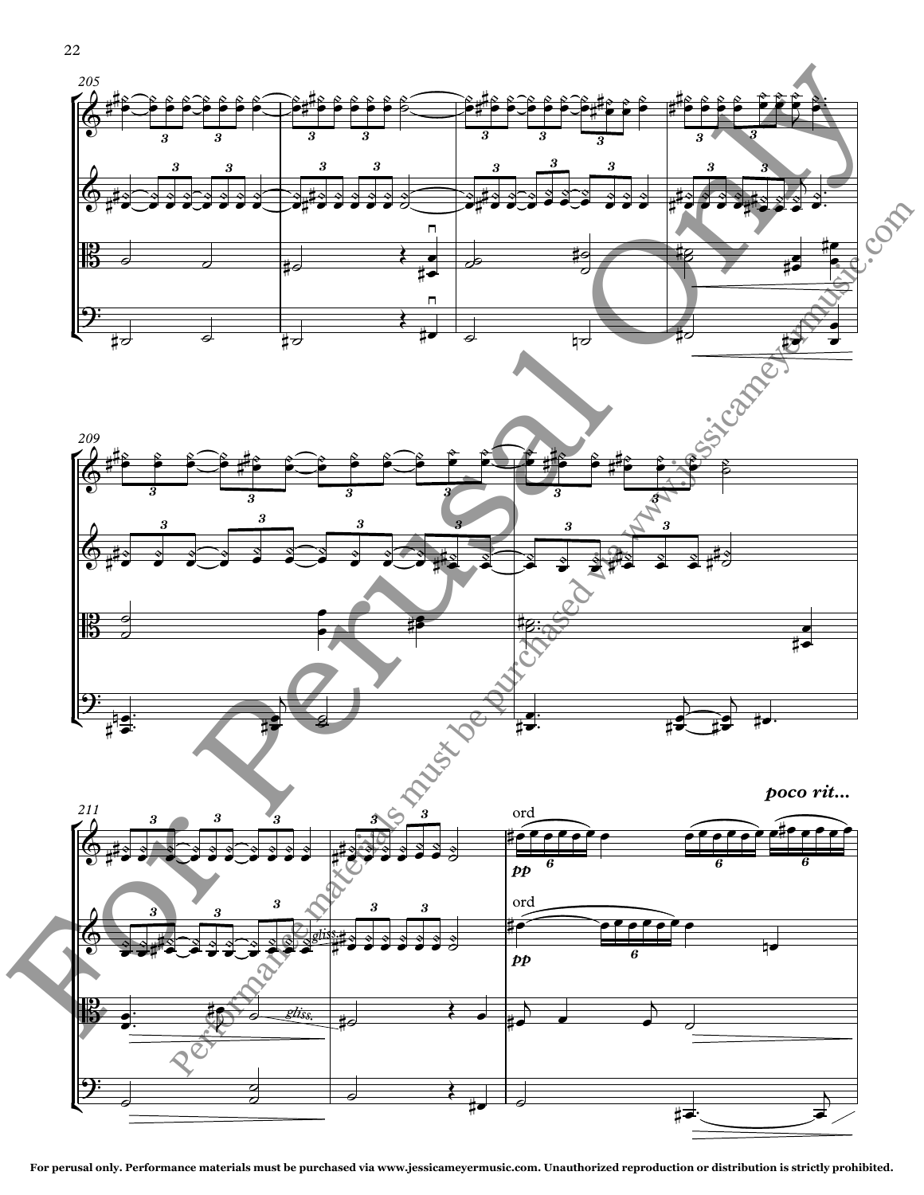*poco rit...*

ord

*pp*

ord

*pp*

*gliss.*

*gliss.*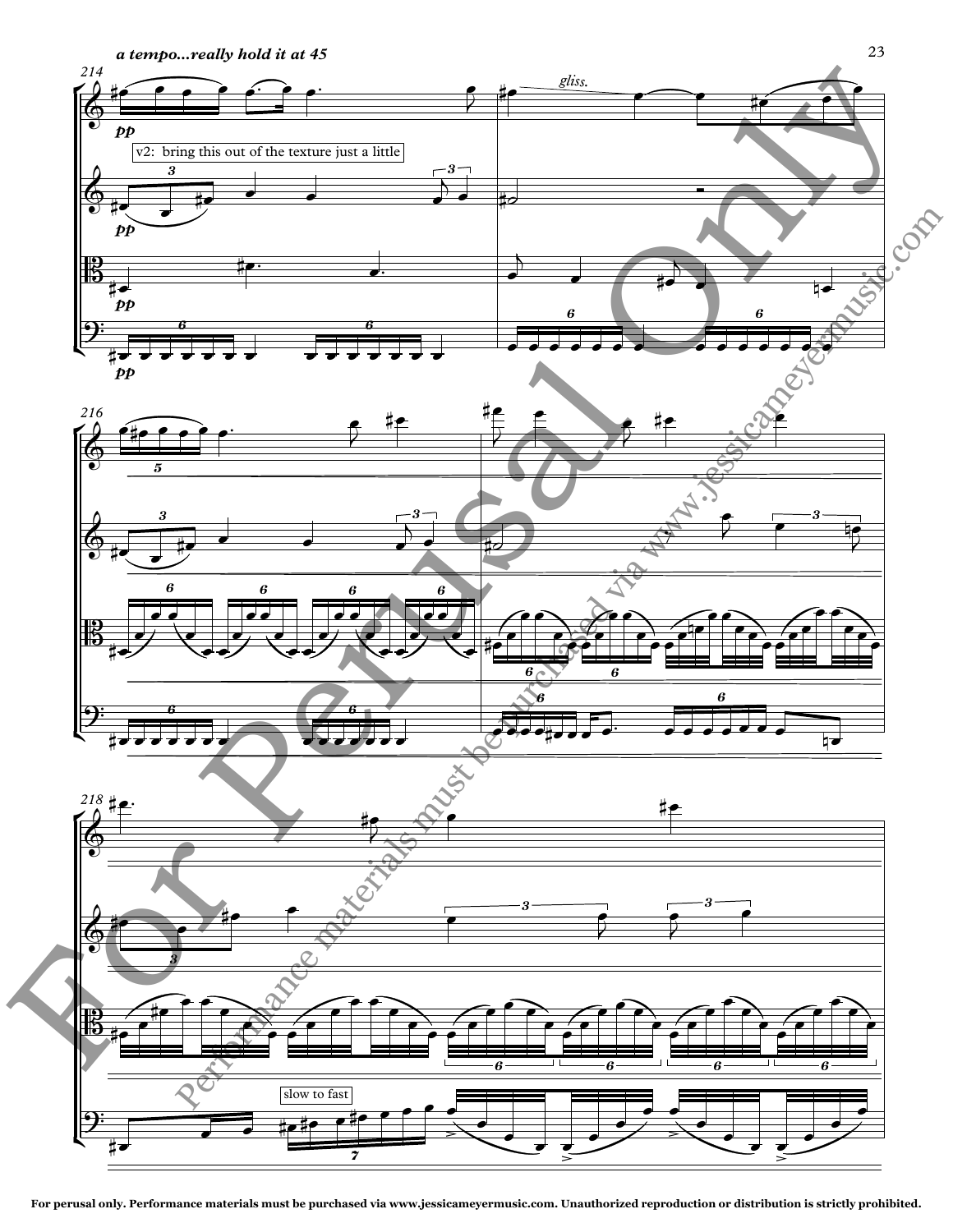*a tempo...really hold it at 45*

v2: bring this out of the texture just a little

slow to fast

For perusal only. Performance materials must be purchased via www.jessicameyermusic.com. Unauthorized reproduction or distribution is strictly prohibited.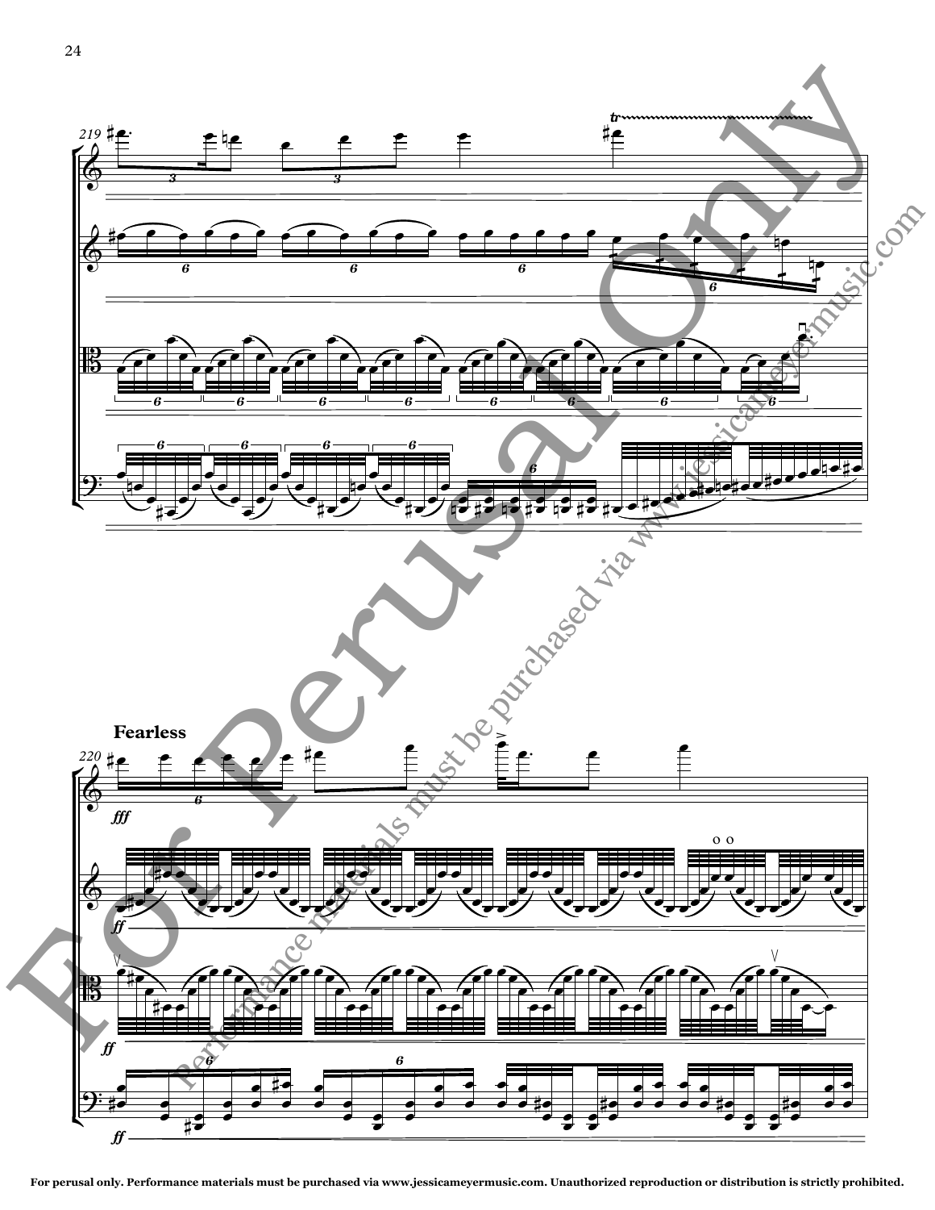**Fearless**

*For perusal only. Performance materials must be purchased via www.jessicameyermusic.com. Unauthorized reproduction or distribution is strictly prohibited.*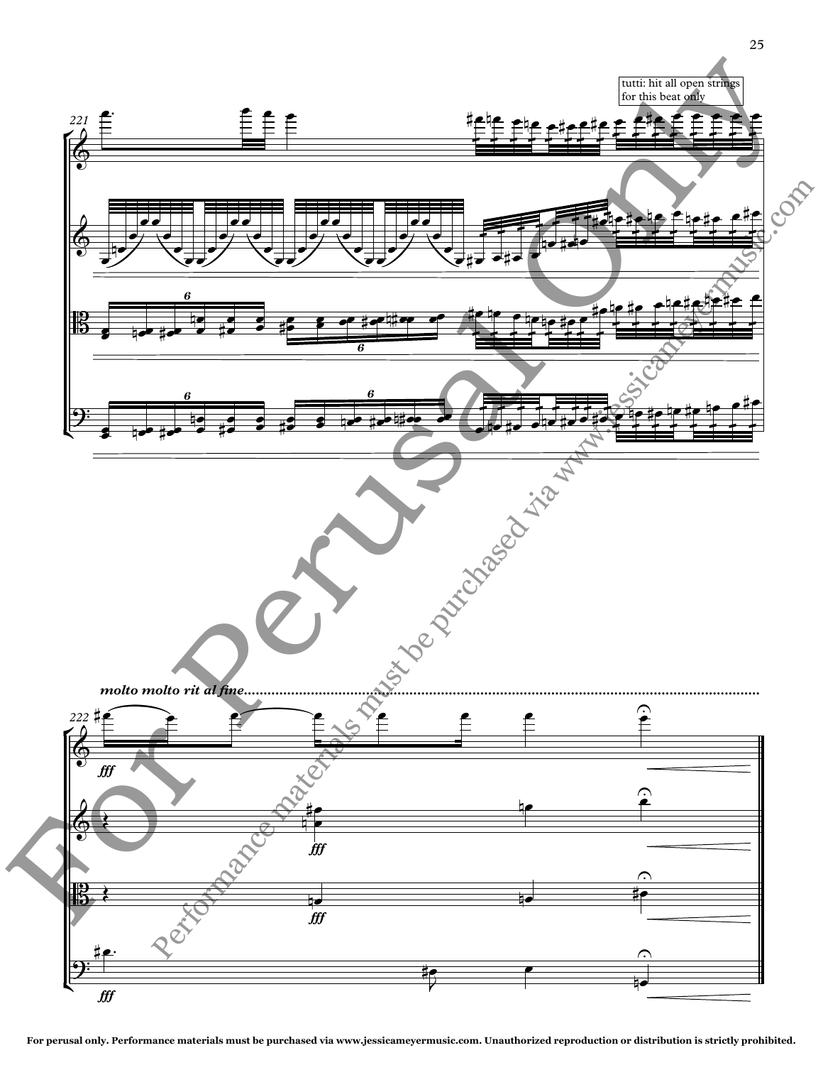tutti: hit all open strings for this beat only

*molto molto rit al fine*

*fff*

*fff*

*fff*

*fff*

For Perusal Only

Performance materials must be purchased via www.jessicameyermusic.com

For perusal only. Performance materials must be purchased via www.jessicameyermusic.com. Unauthorized reproduction or distribution is strictly prohibited.